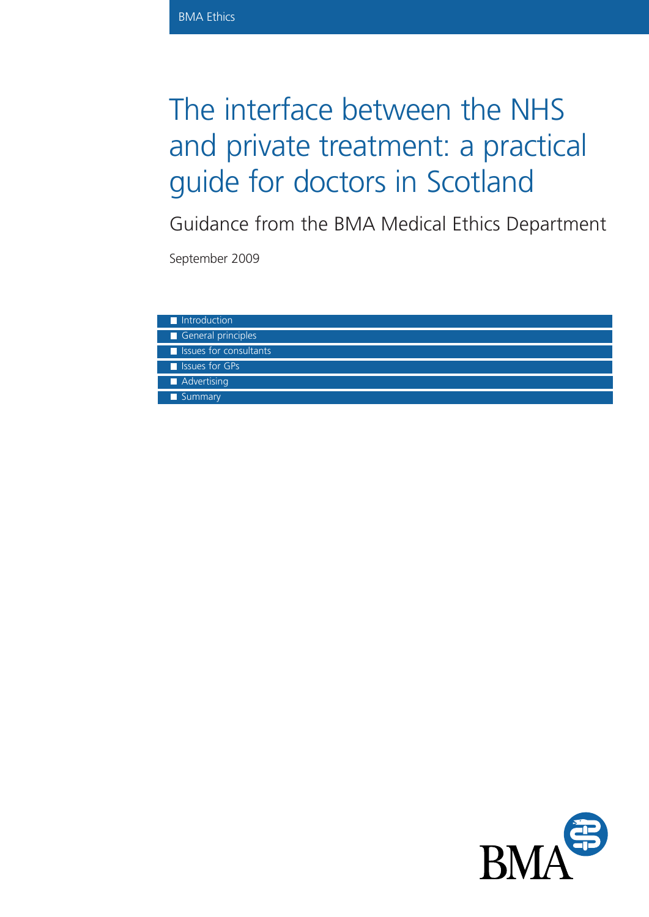BMA Ethics

# The interface between the NHS and private treatment: a practical guide for doctors in Scotland

## Guidance from the BMA Medical Ethics Department

September 2009

- Introduction
- General principles
- Issues for consultants
- Issues for GPs
- Advertising
- Summary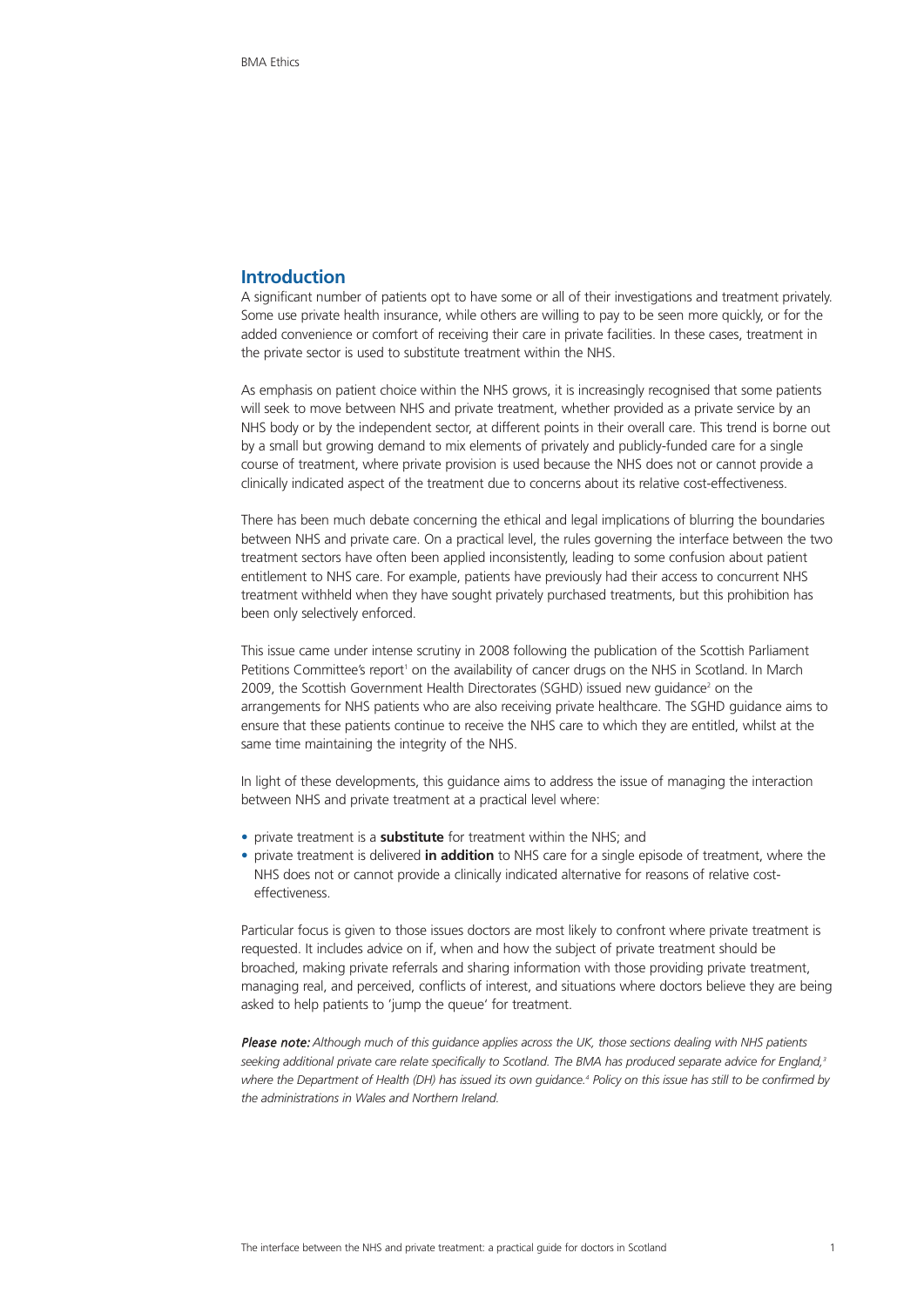## Introduction

A significant number of patients opt to have some or all of their investigations and treatment privately. Some use private health insurance, while others are willing to pay to be seen more quickly, or for the added convenience or comfort of receiving their care in private facilities. In these cases, treatment in the private sector is used to substitute treatment within the NHS.

As emphasis on patient choice within the NHS grows, it is increasingly recognised that some patients will seek to move between NHS and private treatment, whether provided as a private service by an NHS body or by the independent sector, at different points in their overall care. This trend is borne out by a small but growing demand to mix elements of privately and publicly-funded care for a single course of treatment, where private provision is used because the NHS does not or cannot provide a clinically indicated aspect of the treatment due to concerns about its relative cost-effectiveness.

There has been much debate concerning the ethical and legal implications of blurring the boundaries between NHS and private care. On a practical level, the rules governing the interface between the two treatment sectors have often been applied inconsistently, leading to some confusion about patient entitlement to NHS care. For example, patients have previously had their access to concurrent NHS treatment withheld when they have sought privately purchased treatments, but this prohibition has been only selectively enforced.

This issue came under intense scrutiny in 2008 following the publication of the Scottish Parliament Petitions Committee's report[1] on the availability of cancer drugs on the NHS in Scotland. In March 2009, the Scottish Government Health Directorates (SGHD) issued new guidance[2] on the arrangements for NHS patients who are also receiving private healthcare. The SGHD guidance aims to ensure that these patients continue to receive the NHS care to which they are entitled, whilst at the same time maintaining the integrity of the NHS.

In light of these developments, this guidance aims to address the issue of managing the interaction between NHS and private treatment at a practical level where:

- private treatment is a **substitute** for treatment within the NHS; and
- private treatment is delivered **in addition** to NHS care for a single episode of treatment, where the NHS does not or cannot provide a clinically indicated alternative for reasons of relative cost-effectiveness.

Particular focus is given to those issues doctors are most likely to confront where private treatment is requested. It includes advice on if, when and how the subject of private treatment should be broached, making private referrals and sharing information with those providing private treatment, managing real, and perceived, conflicts of interest, and situations where doctors believe they are being asked to help patients to 'jump the queue' for treatment.

***Please note:*** *Although much of this guidance applies across the UK, those sections dealing with NHS patients seeking additional private care relate specifically to Scotland. The BMA has produced separate advice for England,[3] where the Department of Health (DH) has issued its own guidance.[4] Policy on this issue has still to be confirmed by the administrations in Wales and Northern Ireland.*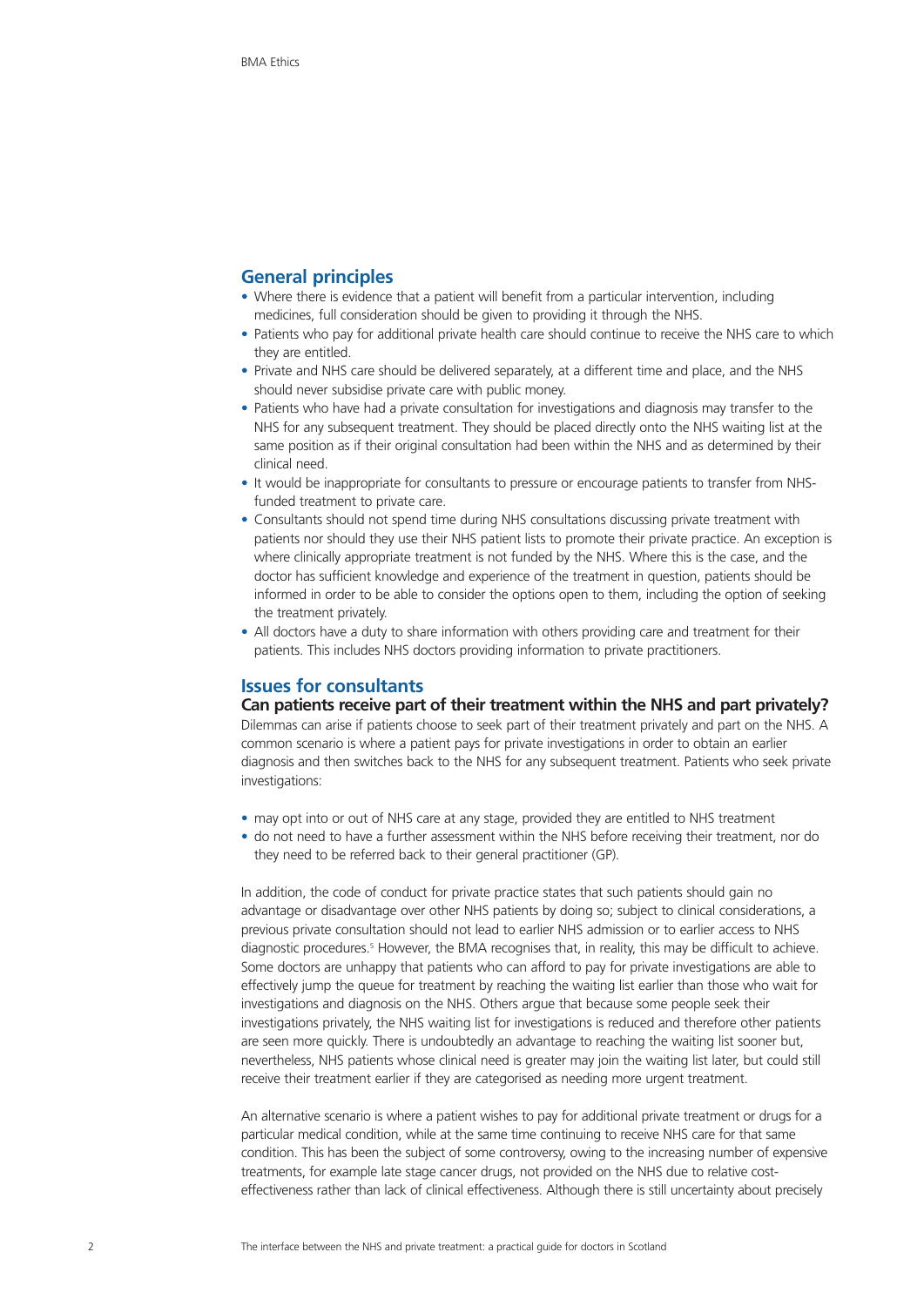## General principles

- Where there is evidence that a patient will benefit from a particular intervention, including medicines, full consideration should be given to providing it through the NHS.
- Patients who pay for additional private health care should continue to receive the NHS care to which they are entitled.
- Private and NHS care should be delivered separately, at a different time and place, and the NHS should never subsidise private care with public money.
- Patients who have had a private consultation for investigations and diagnosis may transfer to the NHS for any subsequent treatment. They should be placed directly onto the NHS waiting list at the same position as if their original consultation had been within the NHS and as determined by their clinical need.
- It would be inappropriate for consultants to pressure or encourage patients to transfer from NHS-funded treatment to private care.
- Consultants should not spend time during NHS consultations discussing private treatment with patients nor should they use their NHS patient lists to promote their private practice. An exception is where clinically appropriate treatment is not funded by the NHS. Where this is the case, and the doctor has sufficient knowledge and experience of the treatment in question, patients should be informed in order to be able to consider the options open to them, including the option of seeking the treatment privately.
- All doctors have a duty to share information with others providing care and treatment for their patients. This includes NHS doctors providing information to private practitioners.

## Issues for consultants

### Can patients receive part of their treatment within the NHS and part privately?

Dilemmas can arise if patients choose to seek part of their treatment privately and part on the NHS. A common scenario is where a patient pays for private investigations in order to obtain an earlier diagnosis and then switches back to the NHS for any subsequent treatment. Patients who seek private investigations:

- may opt into or out of NHS care at any stage, provided they are entitled to NHS treatment
- do not need to have a further assessment within the NHS before receiving their treatment, nor do they need to be referred back to their general practitioner (GP).

In addition, the code of conduct for private practice states that such patients should gain no advantage or disadvantage over other NHS patients by doing so; subject to clinical considerations, a previous private consultation should not lead to earlier NHS admission or to earlier access to NHS diagnostic procedures.[5] However, the BMA recognises that, in reality, this may be difficult to achieve. Some doctors are unhappy that patients who can afford to pay for private investigations are able to effectively jump the queue for treatment by reaching the waiting list earlier than those who wait for investigations and diagnosis on the NHS. Others argue that because some people seek their investigations privately, the NHS waiting list for investigations is reduced and therefore other patients are seen more quickly. There is undoubtedly an advantage to reaching the waiting list sooner but, nevertheless, NHS patients whose clinical need is greater may join the waiting list later, but could still receive their treatment earlier if they are categorised as needing more urgent treatment.

An alternative scenario is where a patient wishes to pay for additional private treatment or drugs for a particular medical condition, while at the same time continuing to receive NHS care for that same condition. This has been the subject of some controversy, owing to the increasing number of expensive treatments, for example late stage cancer drugs, not provided on the NHS due to relative cost-effectiveness rather than lack of clinical effectiveness. Although there is still uncertainty about precisely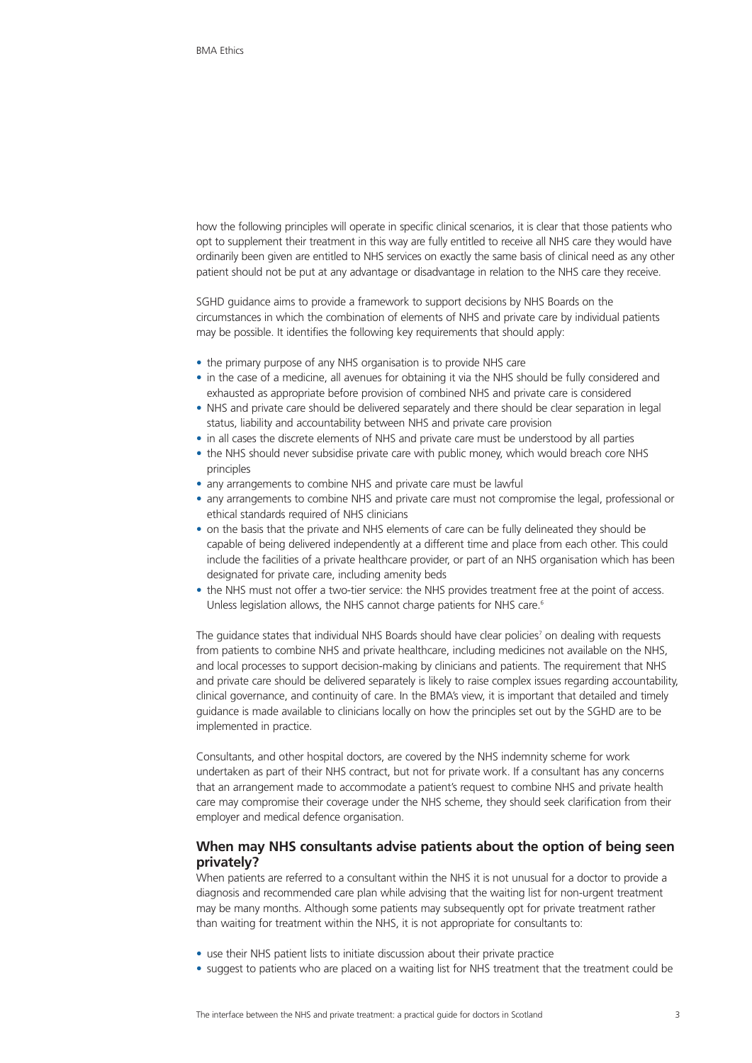how the following principles will operate in specific clinical scenarios, it is clear that those patients who opt to supplement their treatment in this way are fully entitled to receive all NHS care they would have ordinarily been given are entitled to NHS services on exactly the same basis of clinical need as any other patient should not be put at any advantage or disadvantage in relation to the NHS care they receive.

SGHD guidance aims to provide a framework to support decisions by NHS Boards on the circumstances in which the combination of elements of NHS and private care by individual patients may be possible. It identifies the following key requirements that should apply:

- the primary purpose of any NHS organisation is to provide NHS care
- in the case of a medicine, all avenues for obtaining it via the NHS should be fully considered and exhausted as appropriate before provision of combined NHS and private care is considered
- NHS and private care should be delivered separately and there should be clear separation in legal status, liability and accountability between NHS and private care provision
- in all cases the discrete elements of NHS and private care must be understood by all parties
- the NHS should never subsidise private care with public money, which would breach core NHS principles
- any arrangements to combine NHS and private care must be lawful
- any arrangements to combine NHS and private care must not compromise the legal, professional or ethical standards required of NHS clinicians
- on the basis that the private and NHS elements of care can be fully delineated they should be capable of being delivered independently at a different time and place from each other. This could include the facilities of a private healthcare provider, or part of an NHS organisation which has been designated for private care, including amenity beds
- the NHS must not offer a two-tier service: the NHS provides treatment free at the point of access. Unless legislation allows, the NHS cannot charge patients for NHS care.[6]

The guidance states that individual NHS Boards should have clear policies[7] on dealing with requests from patients to combine NHS and private healthcare, including medicines not available on the NHS, and local processes to support decision-making by clinicians and patients. The requirement that NHS and private care should be delivered separately is likely to raise complex issues regarding accountability, clinical governance, and continuity of care. In the BMA's view, it is important that detailed and timely guidance is made available to clinicians locally on how the principles set out by the SGHD are to be implemented in practice.

Consultants, and other hospital doctors, are covered by the NHS indemnity scheme for work undertaken as part of their NHS contract, but not for private work. If a consultant has any concerns that an arrangement made to accommodate a patient's request to combine NHS and private health care may compromise their coverage under the NHS scheme, they should seek clarification from their employer and medical defence organisation.

### When may NHS consultants advise patients about the option of being seen privately?

When patients are referred to a consultant within the NHS it is not unusual for a doctor to provide a diagnosis and recommended care plan while advising that the waiting list for non-urgent treatment may be many months. Although some patients may subsequently opt for private treatment rather than waiting for treatment within the NHS, it is not appropriate for consultants to:

- use their NHS patient lists to initiate discussion about their private practice
- suggest to patients who are placed on a waiting list for NHS treatment that the treatment could be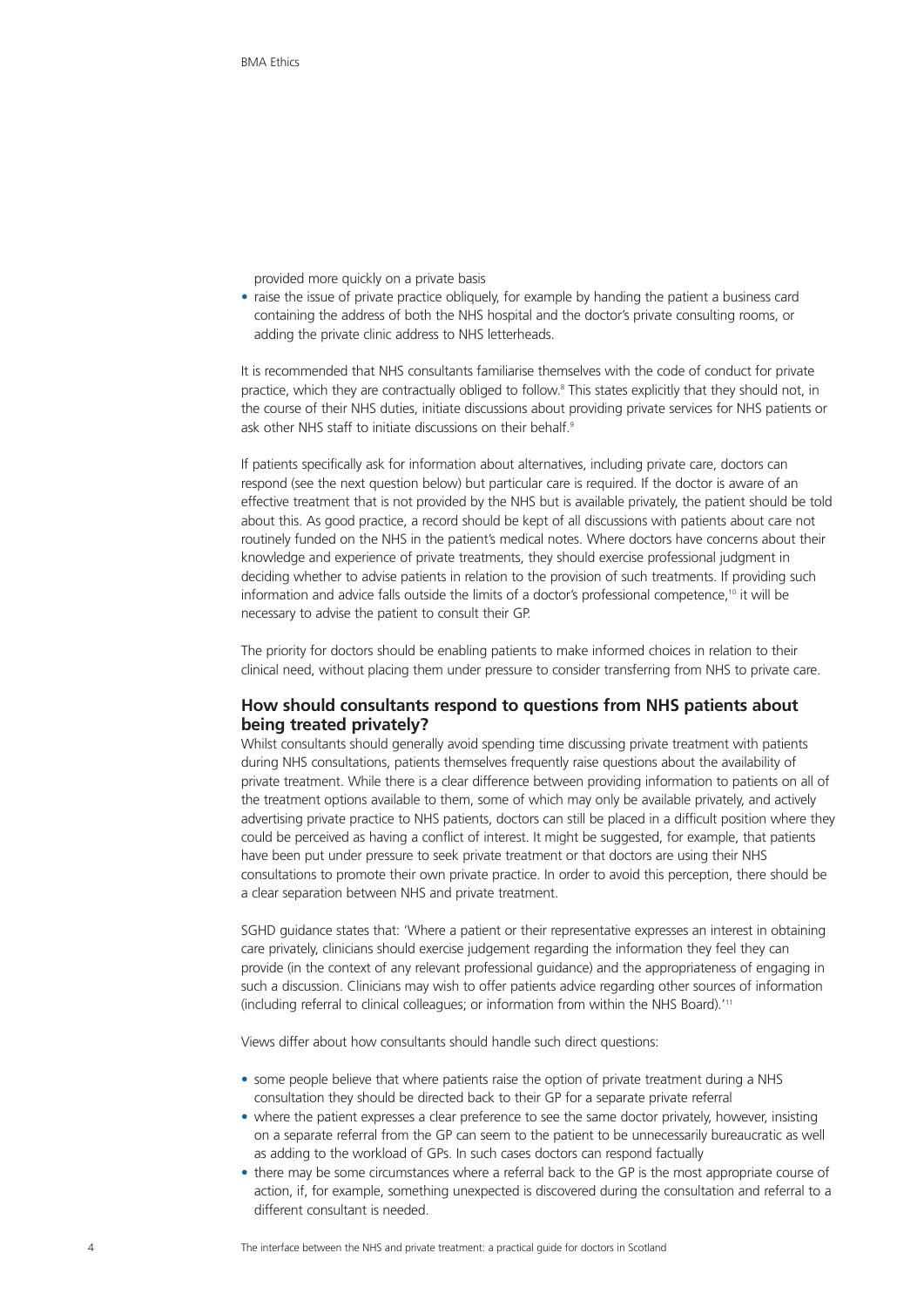provided more quickly on a private basis

- raise the issue of private practice obliquely, for example by handing the patient a business card containing the address of both the NHS hospital and the doctor's private consulting rooms, or adding the private clinic address to NHS letterheads.

It is recommended that NHS consultants familiarise themselves with the code of conduct for private practice, which they are contractually obliged to follow.[8] This states explicitly that they should not, in the course of their NHS duties, initiate discussions about providing private services for NHS patients or ask other NHS staff to initiate discussions on their behalf.[9]

If patients specifically ask for information about alternatives, including private care, doctors can respond (see the next question below) but particular care is required. If the doctor is aware of an effective treatment that is not provided by the NHS but is available privately, the patient should be told about this. As good practice, a record should be kept of all discussions with patients about care not routinely funded on the NHS in the patient's medical notes. Where doctors have concerns about their knowledge and experience of private treatments, they should exercise professional judgment in deciding whether to advise patients in relation to the provision of such treatments. If providing such information and advice falls outside the limits of a doctor's professional competence,[10] it will be necessary to advise the patient to consult their GP.

The priority for doctors should be enabling patients to make informed choices in relation to their clinical need, without placing them under pressure to consider transferring from NHS to private care.

### How should consultants respond to questions from NHS patients about being treated privately?

Whilst consultants should generally avoid spending time discussing private treatment with patients during NHS consultations, patients themselves frequently raise questions about the availability of private treatment. While there is a clear difference between providing information to patients on all of the treatment options available to them, some of which may only be available privately, and actively advertising private practice to NHS patients, doctors can still be placed in a difficult position where they could be perceived as having a conflict of interest. It might be suggested, for example, that patients have been put under pressure to seek private treatment or that doctors are using their NHS consultations to promote their own private practice. In order to avoid this perception, there should be a clear separation between NHS and private treatment.

SGHD guidance states that: 'Where a patient or their representative expresses an interest in obtaining care privately, clinicians should exercise judgement regarding the information they feel they can provide (in the context of any relevant professional guidance) and the appropriateness of engaging in such a discussion. Clinicians may wish to offer patients advice regarding other sources of information (including referral to clinical colleagues; or information from within the NHS Board).'[11]

Views differ about how consultants should handle such direct questions:

- some people believe that where patients raise the option of private treatment during a NHS consultation they should be directed back to their GP for a separate private referral
- where the patient expresses a clear preference to see the same doctor privately, however, insisting on a separate referral from the GP can seem to the patient to be unnecessarily bureaucratic as well as adding to the workload of GPs. In such cases doctors can respond factually
- there may be some circumstances where a referral back to the GP is the most appropriate course of action, if, for example, something unexpected is discovered during the consultation and referral to a different consultant is needed.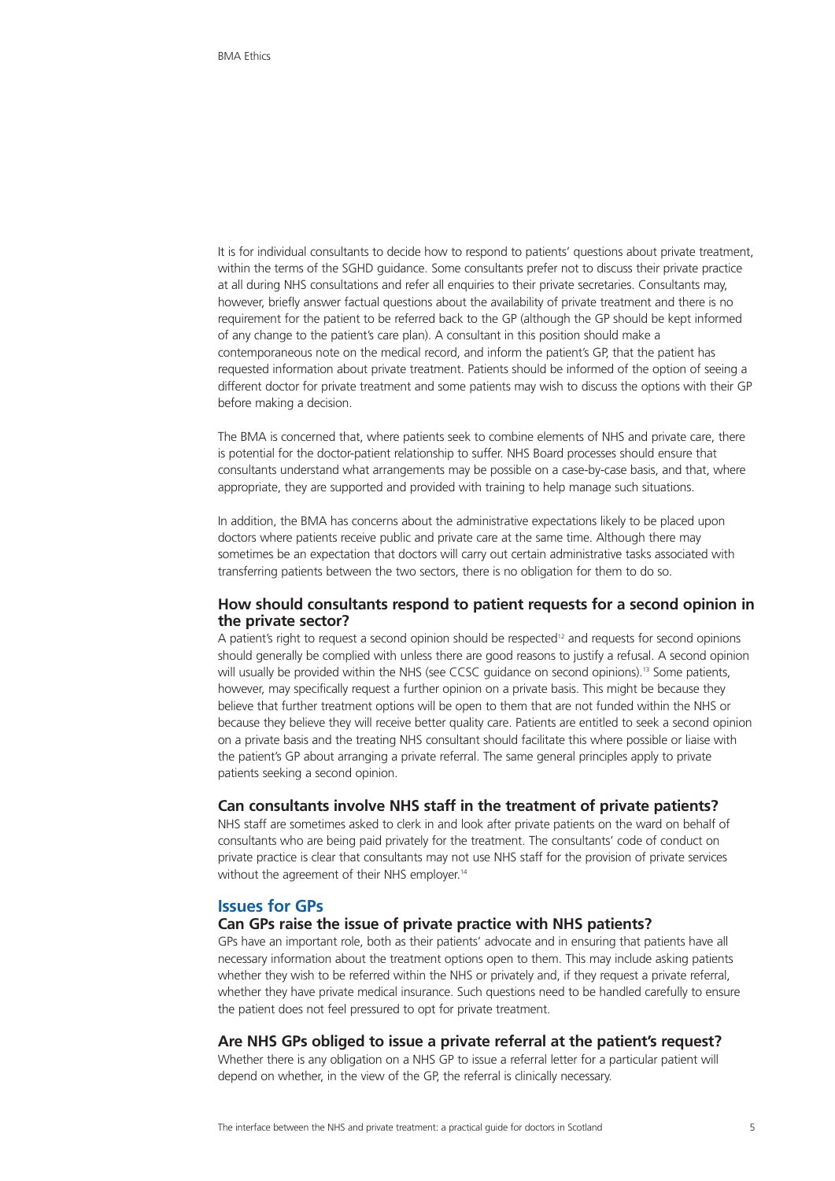It is for individual consultants to decide how to respond to patients' questions about private treatment, within the terms of the SGHD guidance. Some consultants prefer not to discuss their private practice at all during NHS consultations and refer all enquiries to their private secretaries. Consultants may, however, briefly answer factual questions about the availability of private treatment and there is no requirement for the patient to be referred back to the GP (although the GP should be kept informed of any change to the patient's care plan). A consultant in this position should make a contemporaneous note on the medical record, and inform the patient's GP, that the patient has requested information about private treatment. Patients should be informed of the option of seeing a different doctor for private treatment and some patients may wish to discuss the options with their GP before making a decision.

The BMA is concerned that, where patients seek to combine elements of NHS and private care, there is potential for the doctor-patient relationship to suffer. NHS Board processes should ensure that consultants understand what arrangements may be possible on a case-by-case basis, and that, where appropriate, they are supported and provided with training to help manage such situations.

In addition, the BMA has concerns about the administrative expectations likely to be placed upon doctors where patients receive public and private care at the same time. Although there may sometimes be an expectation that doctors will carry out certain administrative tasks associated with transferring patients between the two sectors, there is no obligation for them to do so.

### How should consultants respond to patient requests for a second opinion in the private sector?

A patient's right to request a second opinion should be respected[12] and requests for second opinions should generally be complied with unless there are good reasons to justify a refusal. A second opinion will usually be provided within the NHS (see CCSC guidance on second opinions).[13] Some patients, however, may specifically request a further opinion on a private basis. This might be because they believe that further treatment options will be open to them that are not funded within the NHS or because they believe they will receive better quality care. Patients are entitled to seek a second opinion on a private basis and the treating NHS consultant should facilitate this where possible or liaise with the patient's GP about arranging a private referral. The same general principles apply to private patients seeking a second opinion.

### Can consultants involve NHS staff in the treatment of private patients?

NHS staff are sometimes asked to clerk in and look after private patients on the ward on behalf of consultants who are being paid privately for the treatment. The consultants' code of conduct on private practice is clear that consultants may not use NHS staff for the provision of private services without the agreement of their NHS employer.[14]

## Issues for GPs

### Can GPs raise the issue of private practice with NHS patients?

GPs have an important role, both as their patients' advocate and in ensuring that patients have all necessary information about the treatment options open to them. This may include asking patients whether they wish to be referred within the NHS or privately and, if they request a private referral, whether they have private medical insurance. Such questions need to be handled carefully to ensure the patient does not feel pressured to opt for private treatment.

### Are NHS GPs obliged to issue a private referral at the patient's request?

Whether there is any obligation on a NHS GP to issue a referral letter for a particular patient will depend on whether, in the view of the GP, the referral is clinically necessary.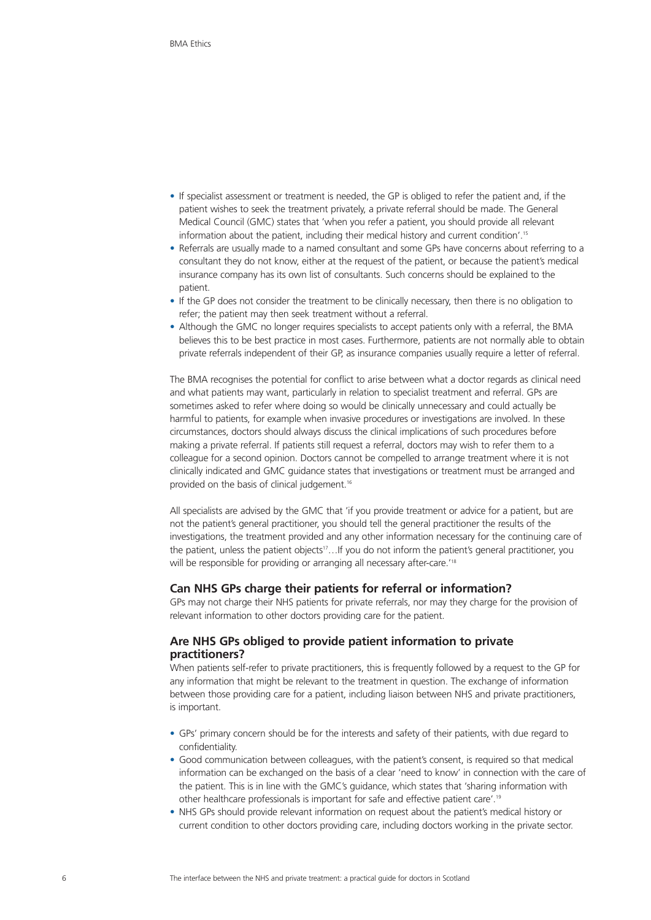- If specialist assessment or treatment is needed, the GP is obliged to refer the patient and, if the patient wishes to seek the treatment privately, a private referral should be made. The General Medical Council (GMC) states that 'when you refer a patient, you should provide all relevant information about the patient, including their medical history and current condition'.[15]
- Referrals are usually made to a named consultant and some GPs have concerns about referring to a consultant they do not know, either at the request of the patient, or because the patient's medical insurance company has its own list of consultants. Such concerns should be explained to the patient.
- If the GP does not consider the treatment to be clinically necessary, then there is no obligation to refer; the patient may then seek treatment without a referral.
- Although the GMC no longer requires specialists to accept patients only with a referral, the BMA believes this to be best practice in most cases. Furthermore, patients are not normally able to obtain private referrals independent of their GP, as insurance companies usually require a letter of referral.

The BMA recognises the potential for conflict to arise between what a doctor regards as clinical need and what patients may want, particularly in relation to specialist treatment and referral. GPs are sometimes asked to refer where doing so would be clinically unnecessary and could actually be harmful to patients, for example when invasive procedures or investigations are involved. In these circumstances, doctors should always discuss the clinical implications of such procedures before making a private referral. If patients still request a referral, doctors may wish to refer them to a colleague for a second opinion. Doctors cannot be compelled to arrange treatment where it is not clinically indicated and GMC guidance states that investigations or treatment must be arranged and provided on the basis of clinical judgement.[16]

All specialists are advised by the GMC that 'if you provide treatment or advice for a patient, but are not the patient's general practitioner, you should tell the general practitioner the results of the investigations, the treatment provided and any other information necessary for the continuing care of the patient, unless the patient objects[17]…If you do not inform the patient's general practitioner, you will be responsible for providing or arranging all necessary after-care.'[18]

### Can NHS GPs charge their patients for referral or information?

GPs may not charge their NHS patients for private referrals, nor may they charge for the provision of relevant information to other doctors providing care for the patient.

### Are NHS GPs obliged to provide patient information to private practitioners?

When patients self-refer to private practitioners, this is frequently followed by a request to the GP for any information that might be relevant to the treatment in question. The exchange of information between those providing care for a patient, including liaison between NHS and private practitioners, is important.

- GPs' primary concern should be for the interests and safety of their patients, with due regard to confidentiality.
- Good communication between colleagues, with the patient's consent, is required so that medical information can be exchanged on the basis of a clear 'need to know' in connection with the care of the patient. This is in line with the GMC's guidance, which states that 'sharing information with other healthcare professionals is important for safe and effective patient care'.[19]
- NHS GPs should provide relevant information on request about the patient's medical history or current condition to other doctors providing care, including doctors working in the private sector.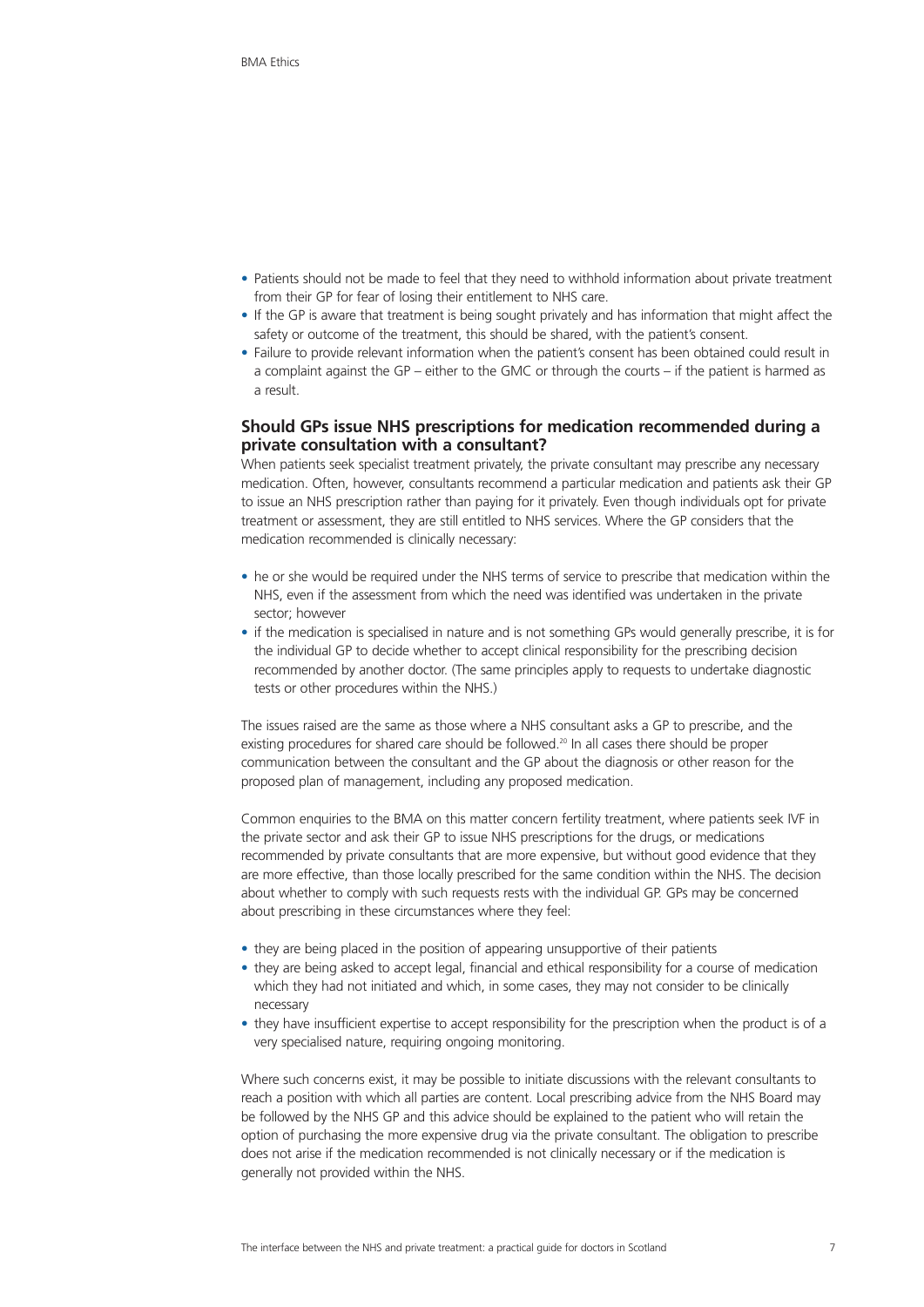- Patients should not be made to feel that they need to withhold information about private treatment from their GP for fear of losing their entitlement to NHS care.
- If the GP is aware that treatment is being sought privately and has information that might affect the safety or outcome of the treatment, this should be shared, with the patient's consent.
- Failure to provide relevant information when the patient's consent has been obtained could result in a complaint against the GP – either to the GMC or through the courts – if the patient is harmed as a result.

### Should GPs issue NHS prescriptions for medication recommended during a private consultation with a consultant?

When patients seek specialist treatment privately, the private consultant may prescribe any necessary medication. Often, however, consultants recommend a particular medication and patients ask their GP to issue an NHS prescription rather than paying for it privately. Even though individuals opt for private treatment or assessment, they are still entitled to NHS services. Where the GP considers that the medication recommended is clinically necessary:

- he or she would be required under the NHS terms of service to prescribe that medication within the NHS, even if the assessment from which the need was identified was undertaken in the private sector; however
- if the medication is specialised in nature and is not something GPs would generally prescribe, it is for the individual GP to decide whether to accept clinical responsibility for the prescribing decision recommended by another doctor. (The same principles apply to requests to undertake diagnostic tests or other procedures within the NHS.)

The issues raised are the same as those where a NHS consultant asks a GP to prescribe, and the existing procedures for shared care should be followed.[20] In all cases there should be proper communication between the consultant and the GP about the diagnosis or other reason for the proposed plan of management, including any proposed medication.

Common enquiries to the BMA on this matter concern fertility treatment, where patients seek IVF in the private sector and ask their GP to issue NHS prescriptions for the drugs, or medications recommended by private consultants that are more expensive, but without good evidence that they are more effective, than those locally prescribed for the same condition within the NHS. The decision about whether to comply with such requests rests with the individual GP. GPs may be concerned about prescribing in these circumstances where they feel:

- they are being placed in the position of appearing unsupportive of their patients
- they are being asked to accept legal, financial and ethical responsibility for a course of medication which they had not initiated and which, in some cases, they may not consider to be clinically necessary
- they have insufficient expertise to accept responsibility for the prescription when the product is of a very specialised nature, requiring ongoing monitoring.

Where such concerns exist, it may be possible to initiate discussions with the relevant consultants to reach a position with which all parties are content. Local prescribing advice from the NHS Board may be followed by the NHS GP and this advice should be explained to the patient who will retain the option of purchasing the more expensive drug via the private consultant. The obligation to prescribe does not arise if the medication recommended is not clinically necessary or if the medication is generally not provided within the NHS.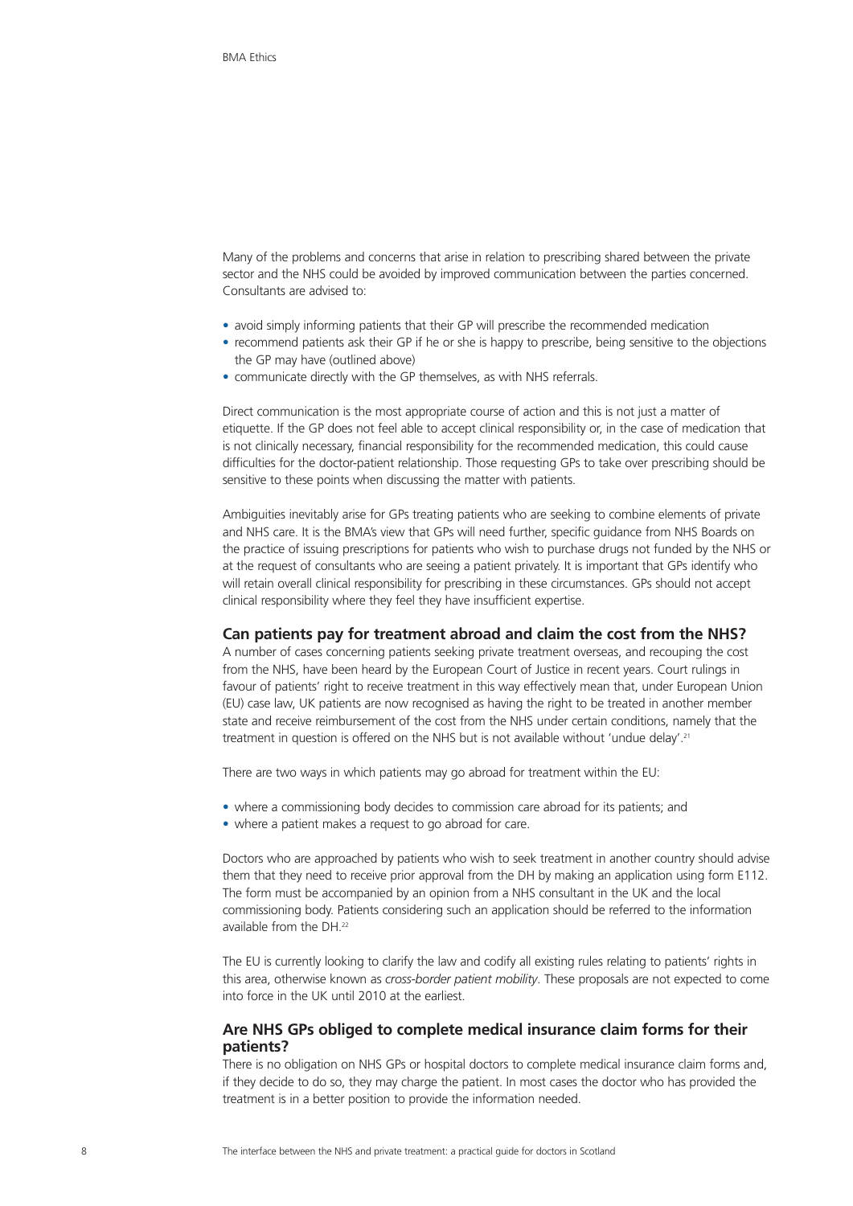Many of the problems and concerns that arise in relation to prescribing shared between the private sector and the NHS could be avoided by improved communication between the parties concerned. Consultants are advised to:

- avoid simply informing patients that their GP will prescribe the recommended medication
- recommend patients ask their GP if he or she is happy to prescribe, being sensitive to the objections the GP may have (outlined above)
- communicate directly with the GP themselves, as with NHS referrals.

Direct communication is the most appropriate course of action and this is not just a matter of etiquette. If the GP does not feel able to accept clinical responsibility or, in the case of medication that is not clinically necessary, financial responsibility for the recommended medication, this could cause difficulties for the doctor-patient relationship. Those requesting GPs to take over prescribing should be sensitive to these points when discussing the matter with patients.

Ambiguities inevitably arise for GPs treating patients who are seeking to combine elements of private and NHS care. It is the BMA's view that GPs will need further, specific guidance from NHS Boards on the practice of issuing prescriptions for patients who wish to purchase drugs not funded by the NHS or at the request of consultants who are seeing a patient privately. It is important that GPs identify who will retain overall clinical responsibility for prescribing in these circumstances. GPs should not accept clinical responsibility where they feel they have insufficient expertise.

### Can patients pay for treatment abroad and claim the cost from the NHS?

A number of cases concerning patients seeking private treatment overseas, and recouping the cost from the NHS, have been heard by the European Court of Justice in recent years. Court rulings in favour of patients' right to receive treatment in this way effectively mean that, under European Union (EU) case law, UK patients are now recognised as having the right to be treated in another member state and receive reimbursement of the cost from the NHS under certain conditions, namely that the treatment in question is offered on the NHS but is not available without 'undue delay'.[21]

There are two ways in which patients may go abroad for treatment within the EU:

- where a commissioning body decides to commission care abroad for its patients; and
- where a patient makes a request to go abroad for care.

Doctors who are approached by patients who wish to seek treatment in another country should advise them that they need to receive prior approval from the DH by making an application using form E112. The form must be accompanied by an opinion from a NHS consultant in the UK and the local commissioning body. Patients considering such an application should be referred to the information available from the DH.[22]

The EU is currently looking to clarify the law and codify all existing rules relating to patients' rights in this area, otherwise known as *cross-border patient mobility*. These proposals are not expected to come into force in the UK until 2010 at the earliest.

### Are NHS GPs obliged to complete medical insurance claim forms for their patients?

There is no obligation on NHS GPs or hospital doctors to complete medical insurance claim forms and, if they decide to do so, they may charge the patient. In most cases the doctor who has provided the treatment is in a better position to provide the information needed.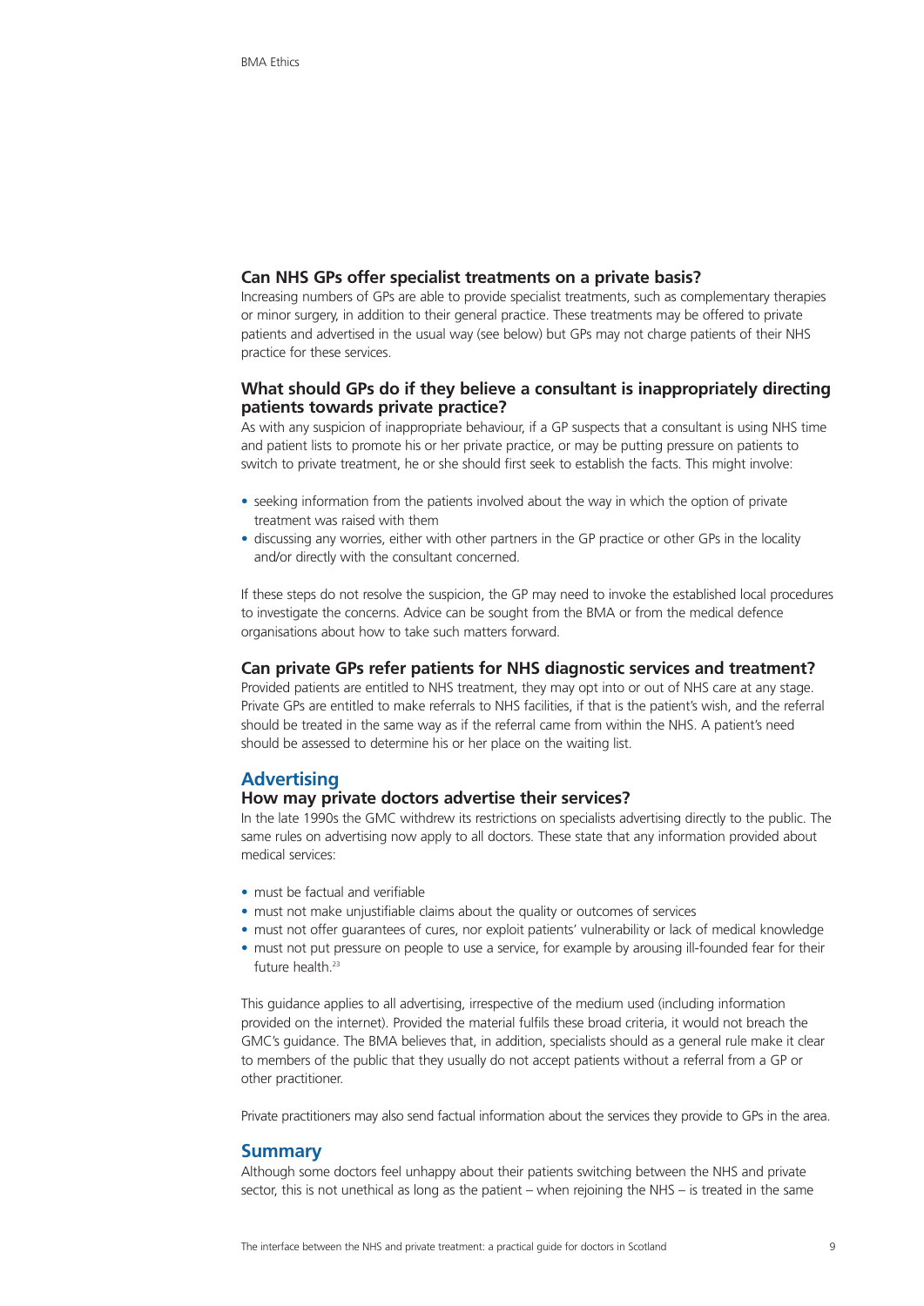### Can NHS GPs offer specialist treatments on a private basis?

Increasing numbers of GPs are able to provide specialist treatments, such as complementary therapies or minor surgery, in addition to their general practice. These treatments may be offered to private patients and advertised in the usual way (see below) but GPs may not charge patients of their NHS practice for these services.

### What should GPs do if they believe a consultant is inappropriately directing patients towards private practice?

As with any suspicion of inappropriate behaviour, if a GP suspects that a consultant is using NHS time and patient lists to promote his or her private practice, or may be putting pressure on patients to switch to private treatment, he or she should first seek to establish the facts. This might involve:

- seeking information from the patients involved about the way in which the option of private treatment was raised with them
- discussing any worries, either with other partners in the GP practice or other GPs in the locality and/or directly with the consultant concerned.

If these steps do not resolve the suspicion, the GP may need to invoke the established local procedures to investigate the concerns. Advice can be sought from the BMA or from the medical defence organisations about how to take such matters forward.

### Can private GPs refer patients for NHS diagnostic services and treatment?

Provided patients are entitled to NHS treatment, they may opt into or out of NHS care at any stage. Private GPs are entitled to make referrals to NHS facilities, if that is the patient's wish, and the referral should be treated in the same way as if the referral came from within the NHS. A patient's need should be assessed to determine his or her place on the waiting list.

## Advertising

### How may private doctors advertise their services?

In the late 1990s the GMC withdrew its restrictions on specialists advertising directly to the public. The same rules on advertising now apply to all doctors. These state that any information provided about medical services:

- must be factual and verifiable
- must not make unjustifiable claims about the quality or outcomes of services
- must not offer guarantees of cures, nor exploit patients' vulnerability or lack of medical knowledge
- must not put pressure on people to use a service, for example by arousing ill-founded fear for their future health.[23]

This guidance applies to all advertising, irrespective of the medium used (including information provided on the internet). Provided the material fulfils these broad criteria, it would not breach the GMC's guidance. The BMA believes that, in addition, specialists should as a general rule make it clear to members of the public that they usually do not accept patients without a referral from a GP or other practitioner.

Private practitioners may also send factual information about the services they provide to GPs in the area.

## Summary

Although some doctors feel unhappy about their patients switching between the NHS and private sector, this is not unethical as long as the patient – when rejoining the NHS – is treated in the same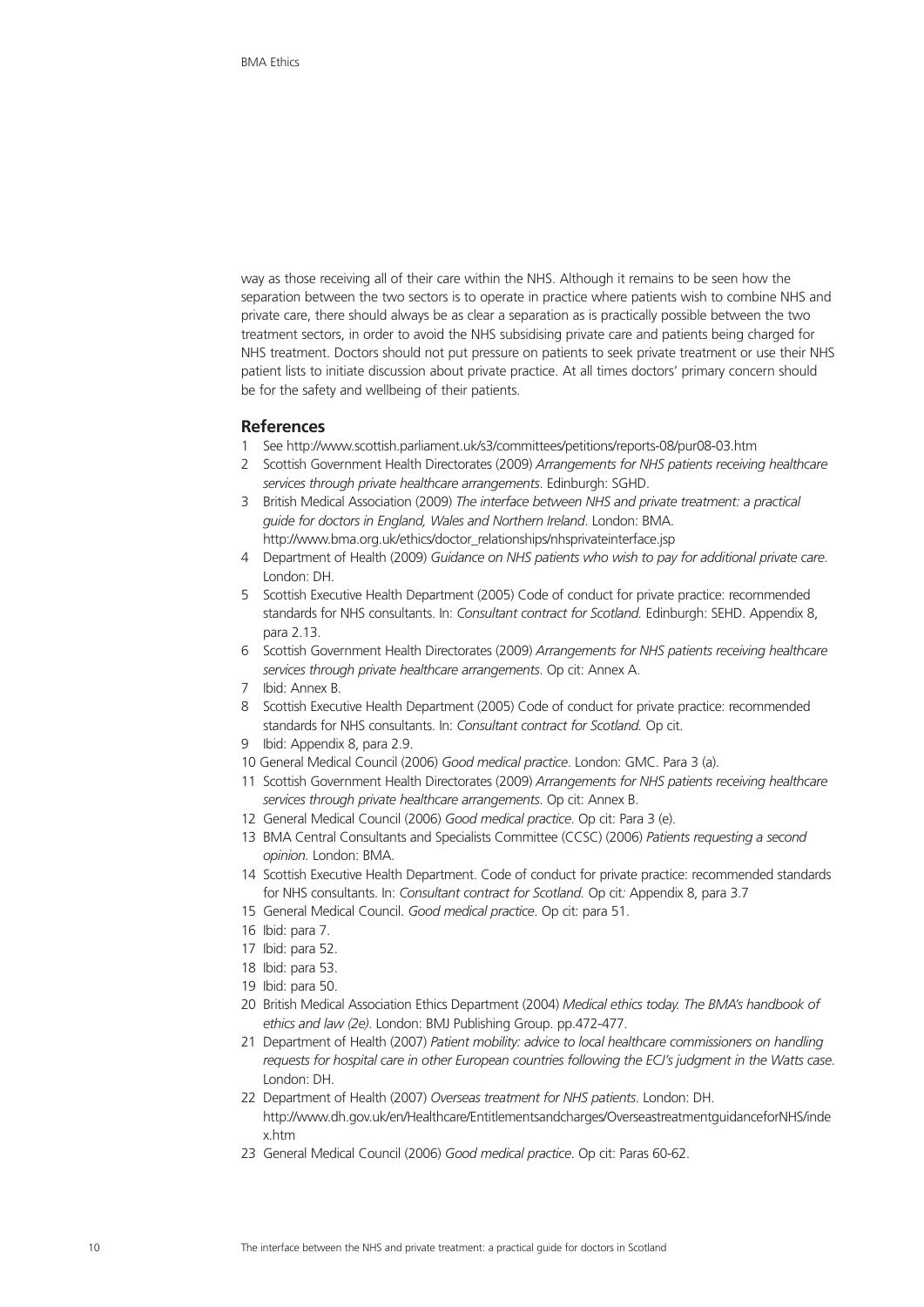way as those receiving all of their care within the NHS. Although it remains to be seen how the separation between the two sectors is to operate in practice where patients wish to combine NHS and private care, there should always be as clear a separation as is practically possible between the two treatment sectors, in order to avoid the NHS subsidising private care and patients being charged for NHS treatment. Doctors should not put pressure on patients to seek private treatment or use their NHS patient lists to initiate discussion about private practice. At all times doctors' primary concern should be for the safety and wellbeing of their patients.

## References

1. See http://www.scottish.parliament.uk/s3/committees/petitions/reports-08/pur08-03.htm
2. Scottish Government Health Directorates (2009) *Arrangements for NHS patients receiving healthcare services through private healthcare arrangements*. Edinburgh: SGHD.
3. British Medical Association (2009) *The interface between NHS and private treatment: a practical guide for doctors in England, Wales and Northern Ireland*. London: BMA. http://www.bma.org.uk/ethics/doctor_relationships/nhsprivateinterface.jsp
4. Department of Health (2009) *Guidance on NHS patients who wish to pay for additional private care*. London: DH.
5. Scottish Executive Health Department (2005) Code of conduct for private practice: recommended standards for NHS consultants. In: *Consultant contract for Scotland.* Edinburgh: SEHD. Appendix 8, para 2.13.
6. Scottish Government Health Directorates (2009) *Arrangements for NHS patients receiving healthcare services through private healthcare arrangements*. Op cit: Annex A.
7. Ibid: Annex B.
8. Scottish Executive Health Department (2005) Code of conduct for private practice: recommended standards for NHS consultants. In: *Consultant contract for Scotland.* Op cit.
9. Ibid: Appendix 8, para 2.9.
10. General Medical Council (2006) *Good medical practice*. London: GMC. Para 3 (a).
11. Scottish Government Health Directorates (2009) *Arrangements for NHS patients receiving healthcare services through private healthcare arrangements*. Op cit: Annex B.
12. General Medical Council (2006) *Good medical practice*. Op cit: Para 3 (e).
13. BMA Central Consultants and Specialists Committee (CCSC) (2006) *Patients requesting a second opinion.* London: BMA.
14. Scottish Executive Health Department. Code of conduct for private practice: recommended standards for NHS consultants. In: *Consultant contract for Scotland.* Op cit*:* Appendix 8, para 3.7
15. General Medical Council. *Good medical practice*. Op cit: para 51.
16. Ibid: para 7.
17. Ibid: para 52.
18. Ibid: para 53.
19. Ibid: para 50.
20. British Medical Association Ethics Department (2004) *Medical ethics today. The BMA's handbook of ethics and law (2e)*. London: BMJ Publishing Group. pp.472-477.
21. Department of Health (2007) *Patient mobility: advice to local healthcare commissioners on handling requests for hospital care in other European countries following the ECJ's judgment in the Watts case*. London: DH.
22. Department of Health (2007) *Overseas treatment for NHS patients*. London: DH. http://www.dh.gov.uk/en/Healthcare/Entitlementsandcharges/OverseastreatmentguidanceforNHS/index.htm
23. General Medical Council (2006) *Good medical practice*. Op cit: Paras 60-62.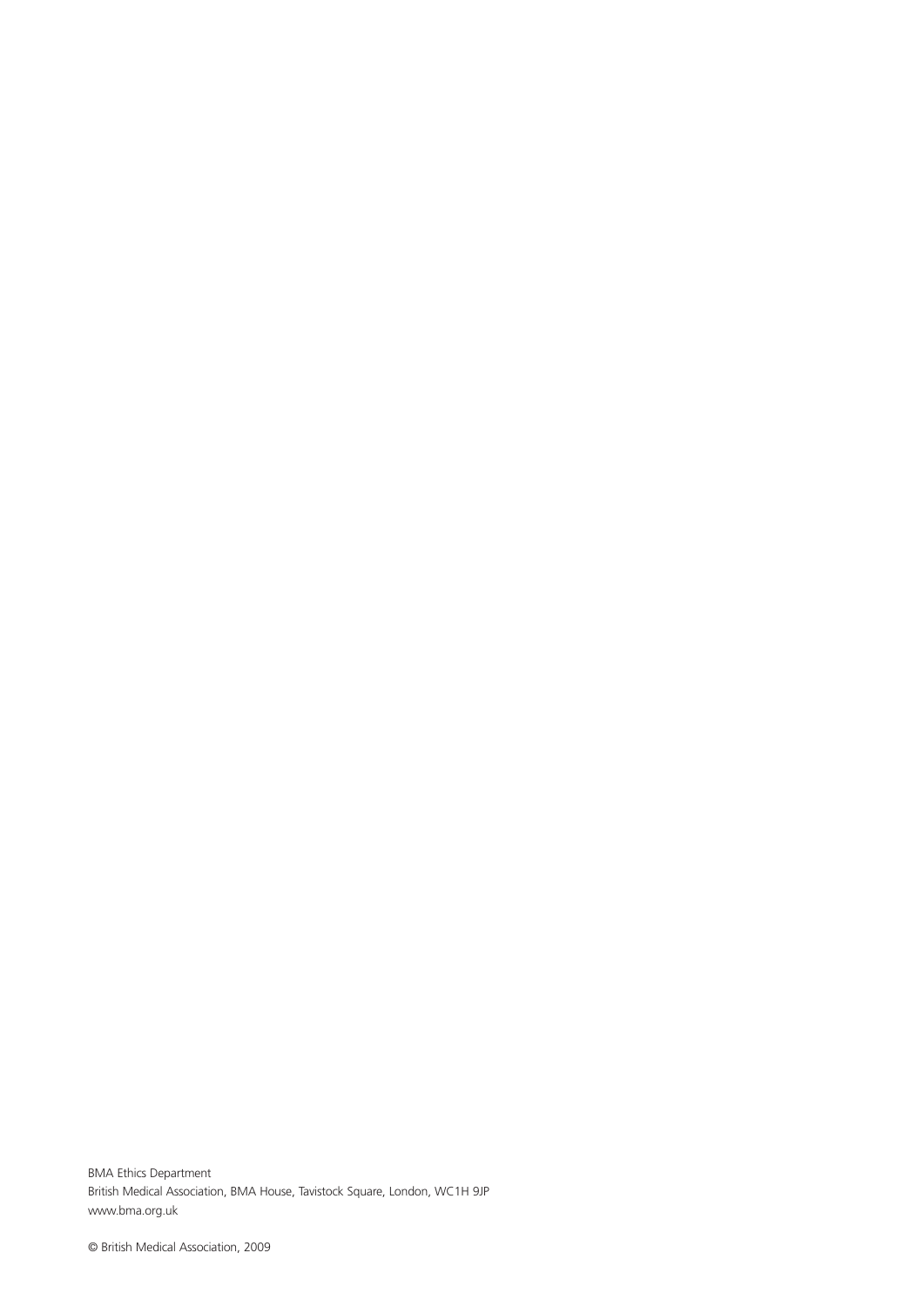BMA Ethics Department
British Medical Association, BMA House, Tavistock Square, London, WC1H 9JP
www.bma.org.uk

© British Medical Association, 2009